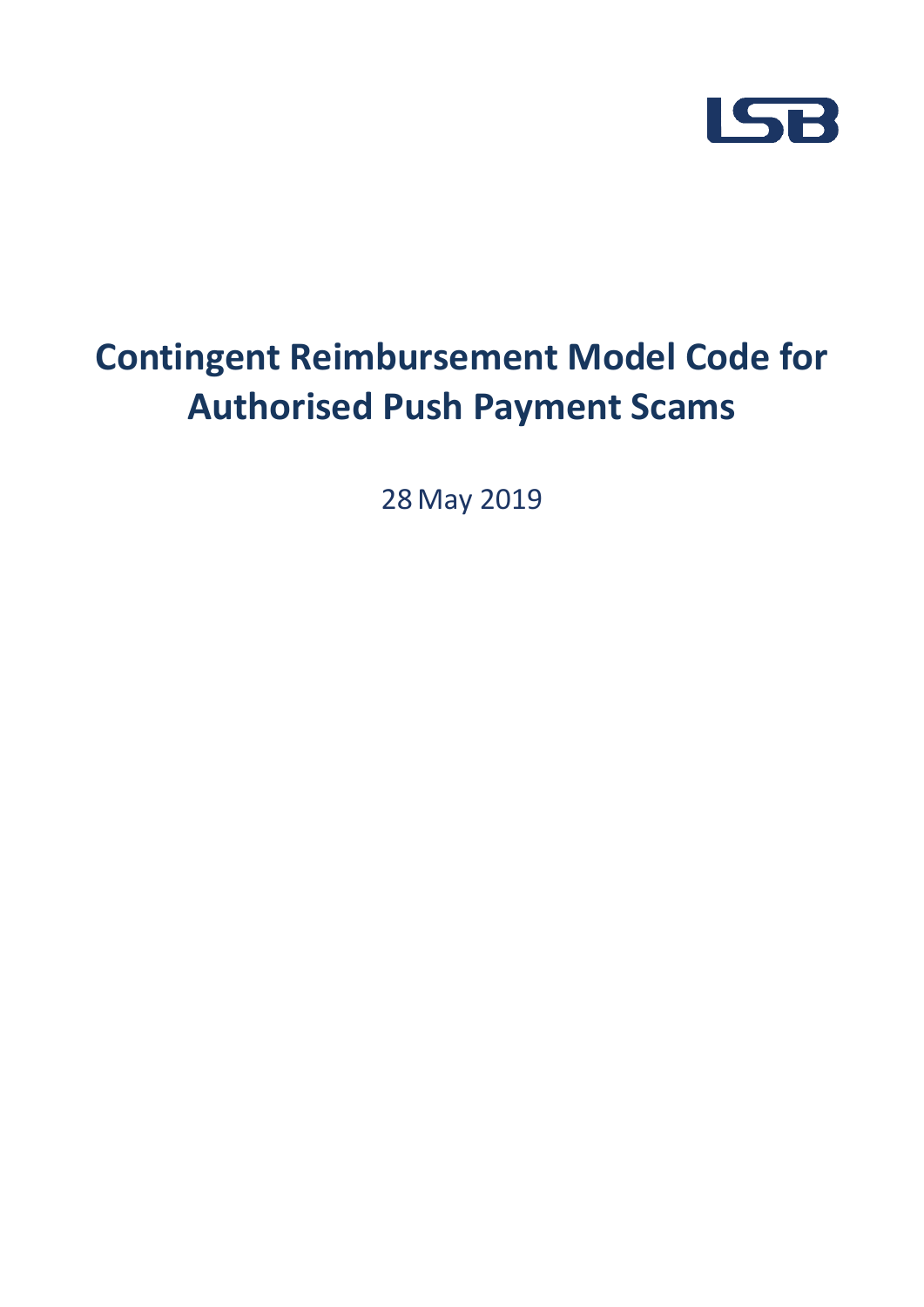LSB

# Contingent Reimbursement Model Code for Authorised Push Payment Scams

28 May 2019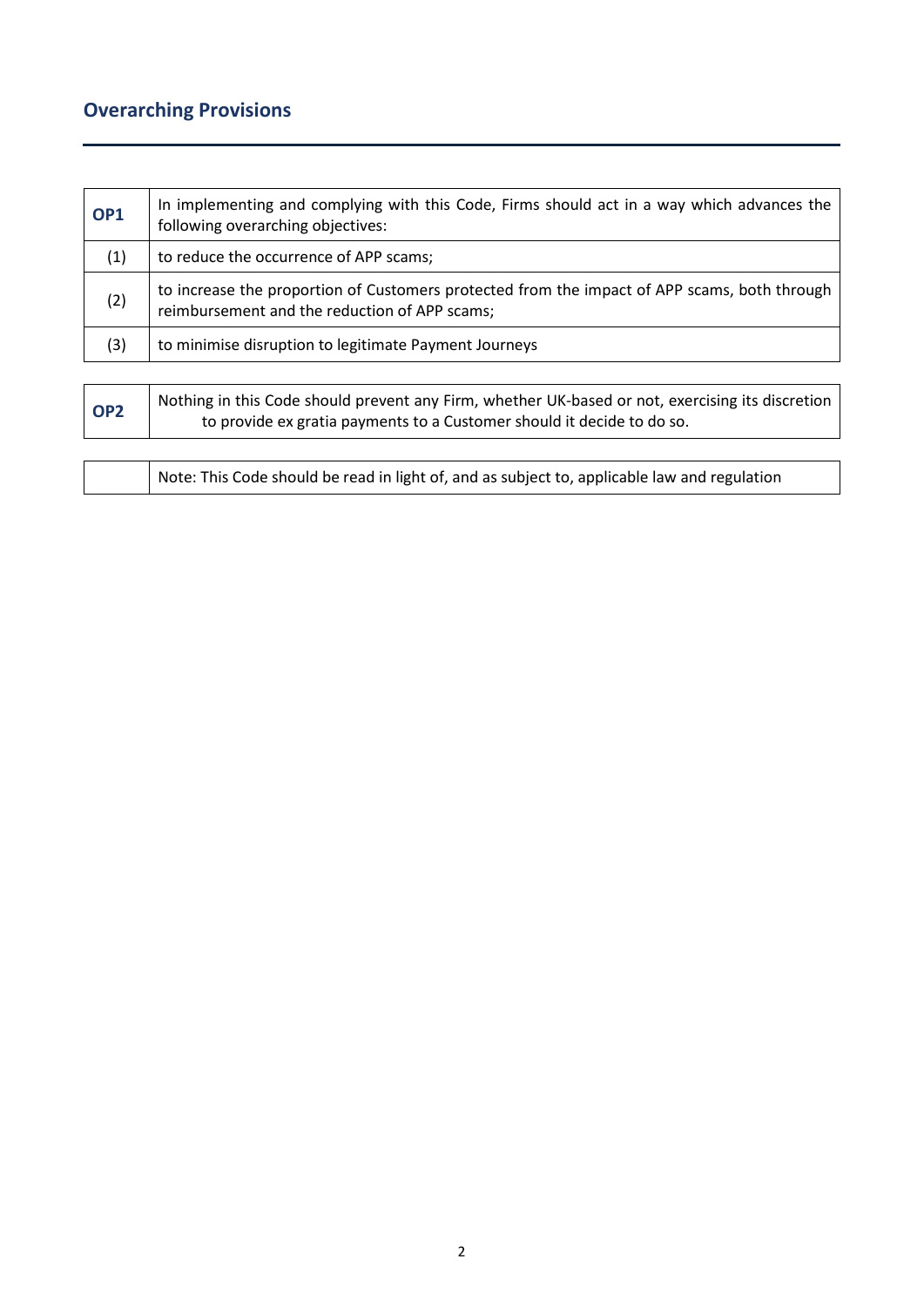## Overarching Provisions

| | |
|---|---|
| **OP1** | In implementing and complying with this Code, Firms should act in a way which advances the following overarching objectives: |
| (1) | to reduce the occurrence of APP scams; |
| (2) | to increase the proportion of Customers protected from the impact of APP scams, both through reimbursement and the reduction of APP scams; |
| (3) | to minimise disruption to legitimate Payment Journeys |

| | |
|---|---|
| **OP2** | Nothing in this Code should prevent any Firm, whether UK-based or not, exercising its discretion to provide ex gratia payments to a Customer should it decide to do so. |

| | |
|---|---|
| | Note: This Code should be read in light of, and as subject to, applicable law and regulation |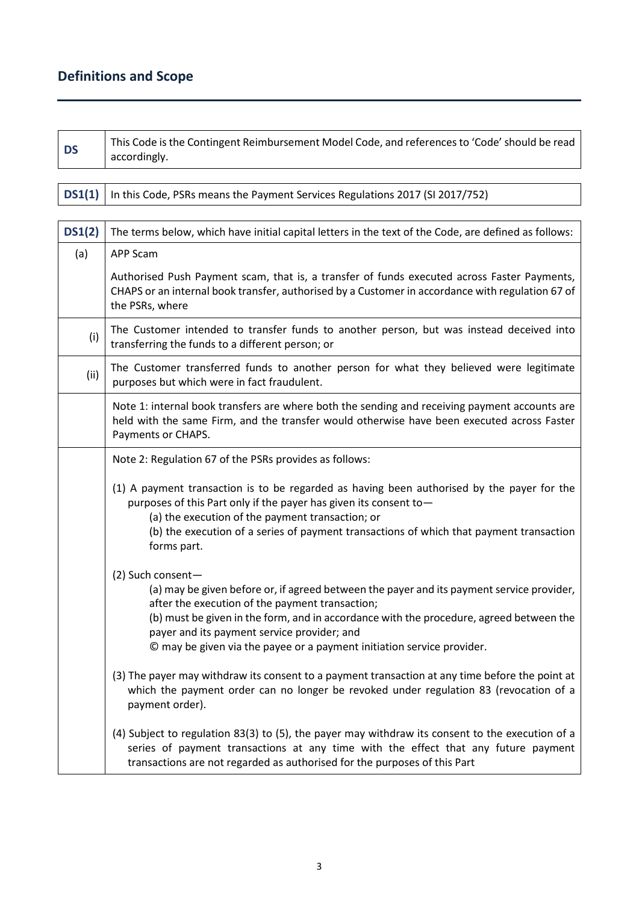## Definitions and Scope

| DS | This Code is the Contingent Reimbursement Model Code, and references to 'Code' should be read accordingly. |
|---|---|

| DS1(1) | In this Code, PSRs means the Payment Services Regulations 2017 (SI 2017/752) |
|---|---|

| DS1(2) | The terms below, which have initial capital letters in the text of the Code, are defined as follows: |
|---|---|
| (a) | APP Scam<br><br>Authorised Push Payment scam, that is, a transfer of funds executed across Faster Payments, CHAPS or an internal book transfer, authorised by a Customer in accordance with regulation 67 of the PSRs, where |
| (i) | The Customer intended to transfer funds to another person, but was instead deceived into transferring the funds to a different person; or |
| (ii) | The Customer transferred funds to another person for what they believed were legitimate purposes but which were in fact fraudulent. |
| | Note 1: internal book transfers are where both the sending and receiving payment accounts are held with the same Firm, and the transfer would otherwise have been executed across Faster Payments or CHAPS. |
| | Note 2: Regulation 67 of the PSRs provides as follows:<br><br>(1) A payment transaction is to be regarded as having been authorised by the payer for the purposes of this Part only if the payer has given its consent to—<br>(a) the execution of the payment transaction; or<br>(b) the execution of a series of payment transactions of which that payment transaction forms part.<br><br>(2) Such consent—<br>(a) may be given before or, if agreed between the payer and its payment service provider, after the execution of the payment transaction;<br>(b) must be given in the form, and in accordance with the procedure, agreed between the payer and its payment service provider; and<br>© may be given via the payee or a payment initiation service provider.<br><br>(3) The payer may withdraw its consent to a payment transaction at any time before the point at which the payment order can no longer be revoked under regulation 83 (revocation of a payment order).<br><br>(4) Subject to regulation 83(3) to (5), the payer may withdraw its consent to the execution of a series of payment transactions at any time with the effect that any future payment transactions are not regarded as authorised for the purposes of this Part |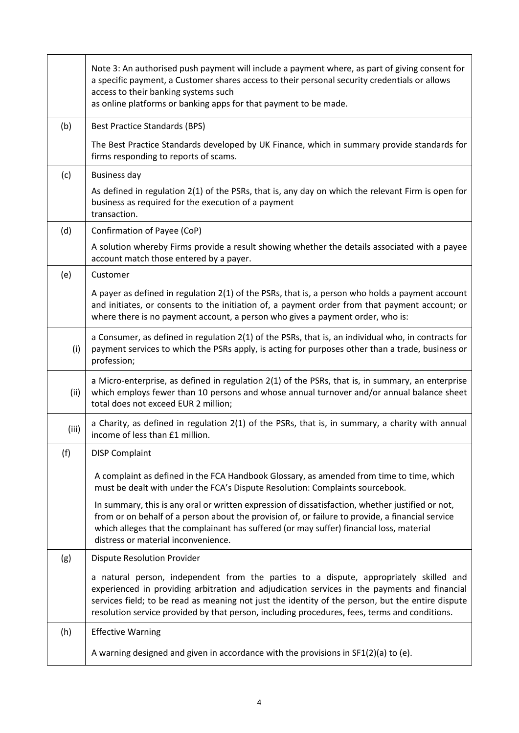| | |
|---|---|
| | Note 3: An authorised push payment will include a payment where, as part of giving consent for a specific payment, a Customer shares access to their personal security credentials or allows access to their banking systems such as online platforms or banking apps for that payment to be made. |
| (b) | Best Practice Standards (BPS)<br><br>The Best Practice Standards developed by UK Finance, which in summary provide standards for firms responding to reports of scams. |
| (c) | Business day<br><br>As defined in regulation 2(1) of the PSRs, that is, any day on which the relevant Firm is open for business as required for the execution of a payment transaction. |
| (d) | Confirmation of Payee (CoP)<br><br>A solution whereby Firms provide a result showing whether the details associated with a payee account match those entered by a payer. |
| (e) | Customer<br><br>A payer as defined in regulation 2(1) of the PSRs, that is, a person who holds a payment account and initiates, or consents to the initiation of, a payment order from that payment account; or where there is no payment account, a person who gives a payment order, who is: |
| (i) | a Consumer, as defined in regulation 2(1) of the PSRs, that is, an individual who, in contracts for payment services to which the PSRs apply, is acting for purposes other than a trade, business or profession; |
| (ii) | a Micro-enterprise, as defined in regulation 2(1) of the PSRs, that is, in summary, an enterprise which employs fewer than 10 persons and whose annual turnover and/or annual balance sheet total does not exceed EUR 2 million; |
| (iii) | a Charity, as defined in regulation 2(1) of the PSRs, that is, in summary, a charity with annual income of less than £1 million. |
| (f) | DISP Complaint<br><br>A complaint as defined in the FCA Handbook Glossary, as amended from time to time, which must be dealt with under the FCA's Dispute Resolution: Complaints sourcebook.<br><br>In summary, this is any oral or written expression of dissatisfaction, whether justified or not, from or on behalf of a person about the provision of, or failure to provide, a financial service which alleges that the complainant has suffered (or may suffer) financial loss, material distress or material inconvenience. |
| (g) | Dispute Resolution Provider<br><br>a natural person, independent from the parties to a dispute, appropriately skilled and experienced in providing arbitration and adjudication services in the payments and financial services field; to be read as meaning not just the identity of the person, but the entire dispute resolution service provided by that person, including procedures, fees, terms and conditions. |
| (h) | Effective Warning<br><br>A warning designed and given in accordance with the provisions in SF1(2)(a) to (e). |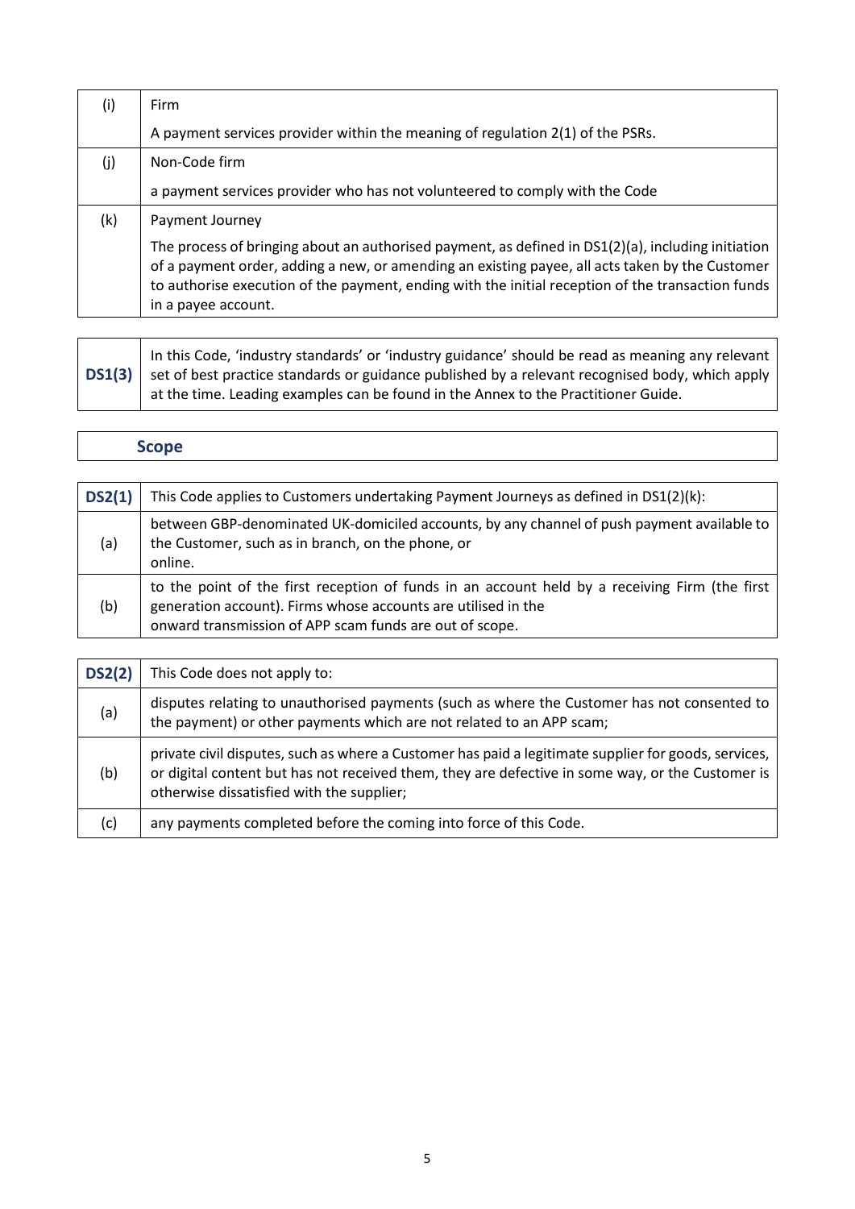| (i) | Firm<br><br>A payment services provider within the meaning of regulation 2(1) of the PSRs. |
|---|---|
| (j) | Non-Code firm<br><br>a payment services provider who has not volunteered to comply with the Code |
| (k) | Payment Journey<br><br>The process of bringing about an authorised payment, as defined in DS1(2)(a), including initiation of a payment order, adding a new, or amending an existing payee, all acts taken by the Customer to authorise execution of the payment, ending with the initial reception of the transaction funds in a payee account. |

| **DS1(3)** | In this Code, 'industry standards' or 'industry guidance' should be read as meaning any relevant set of best practice standards or guidance published by a relevant recognised body, which apply at the time. Leading examples can be found in the Annex to the Practitioner Guide. |
|---|---|

## Scope

| **DS2(1)** | This Code applies to Customers undertaking Payment Journeys as defined in DS1(2)(k): |
|---|---|
| (a) | between GBP-denominated UK-domiciled accounts, by any channel of push payment available to the Customer, such as in branch, on the phone, or online. |
| (b) | to the point of the first reception of funds in an account held by a receiving Firm (the first generation account). Firms whose accounts are utilised in the onward transmission of APP scam funds are out of scope. |

| **DS2(2)** | This Code does not apply to: |
|---|---|
| (a) | disputes relating to unauthorised payments (such as where the Customer has not consented to the payment) or other payments which are not related to an APP scam; |
| (b) | private civil disputes, such as where a Customer has paid a legitimate supplier for goods, services, or digital content but has not received them, they are defective in some way, or the Customer is otherwise dissatisfied with the supplier; |
| (c) | any payments completed before the coming into force of this Code. |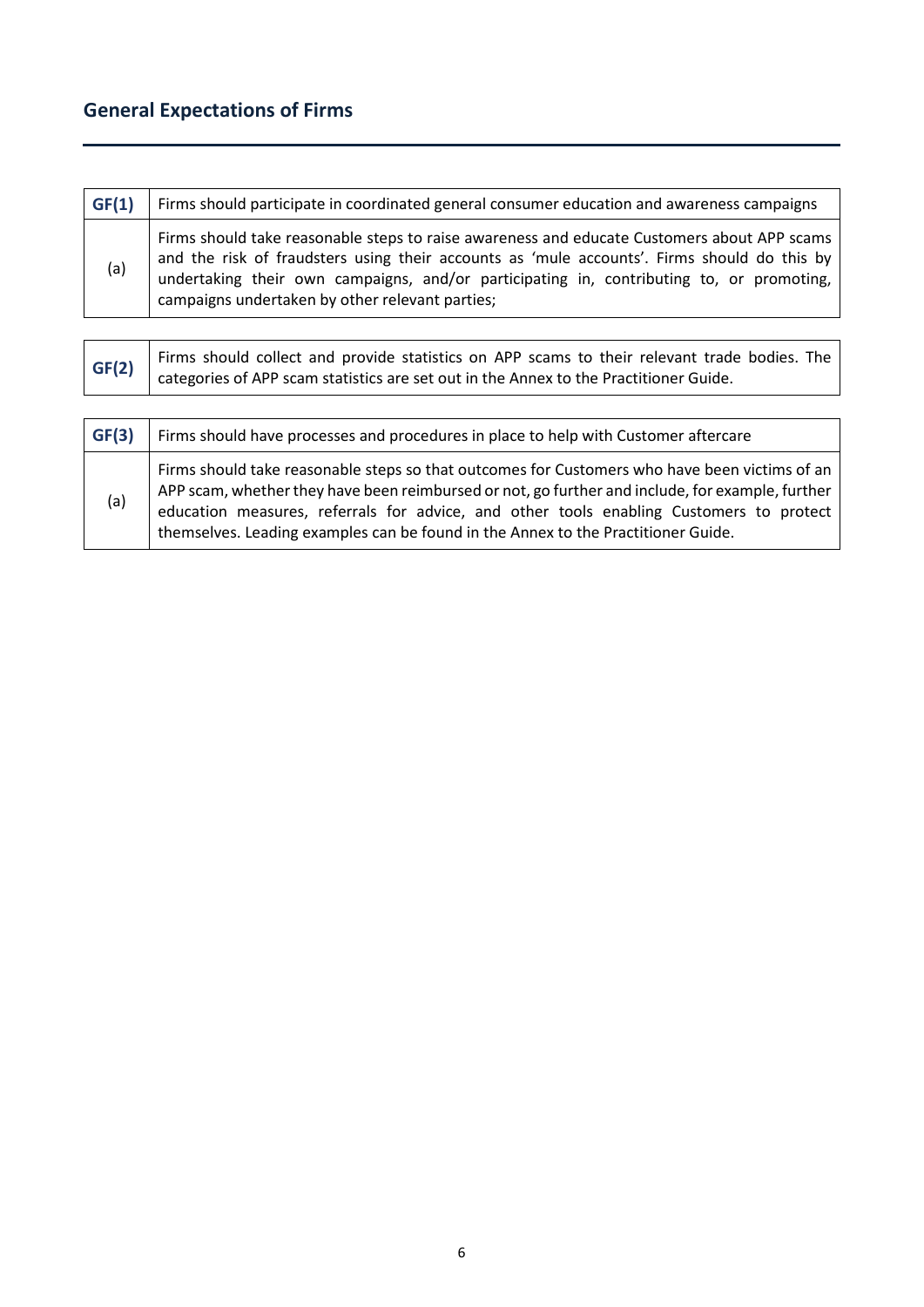## General Expectations of Firms

| GF(1) | Firms should participate in coordinated general consumer education and awareness campaigns |
|---|---|
| (a) | Firms should take reasonable steps to raise awareness and educate Customers about APP scams and the risk of fraudsters using their accounts as 'mule accounts'. Firms should do this by undertaking their own campaigns, and/or participating in, contributing to, or promoting, campaigns undertaken by other relevant parties; |

| GF(2) | Firms should collect and provide statistics on APP scams to their relevant trade bodies. The categories of APP scam statistics are set out in the Annex to the Practitioner Guide. |
|---|---|

| GF(3) | Firms should have processes and procedures in place to help with Customer aftercare |
|---|---|
| (a) | Firms should take reasonable steps so that outcomes for Customers who have been victims of an APP scam, whether they have been reimbursed or not, go further and include, for example, further education measures, referrals for advice, and other tools enabling Customers to protect themselves. Leading examples can be found in the Annex to the Practitioner Guide. |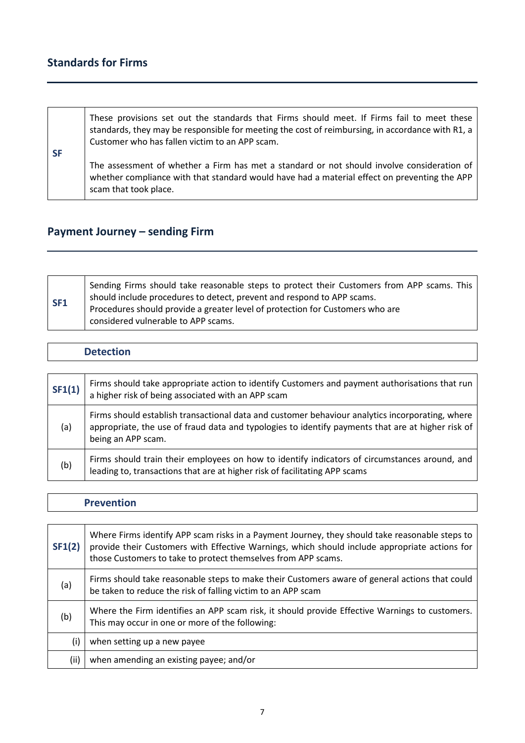## Standards for Firms

| SF | These provisions set out the standards that Firms should meet. If Firms fail to meet these standards, they may be responsible for meeting the cost of reimbursing, in accordance with R1, a Customer who has fallen victim to an APP scam.<br><br>The assessment of whether a Firm has met a standard or not should involve consideration of whether compliance with that standard would have had a material effect on preventing the APP scam that took place. |
|---|---|

## Payment Journey – sending Firm

| SF1 | Sending Firms should take reasonable steps to protect their Customers from APP scams. This should include procedures to detect, prevent and respond to APP scams.<br>Procedures should provide a greater level of protection for Customers who are considered vulnerable to APP scams. |
|---|---|

### Detection

| SF1(1) | Firms should take appropriate action to identify Customers and payment authorisations that run a higher risk of being associated with an APP scam |
|---|---|
| (a) | Firms should establish transactional data and customer behaviour analytics incorporating, where appropriate, the use of fraud data and typologies to identify payments that are at higher risk of being an APP scam. |
| (b) | Firms should train their employees on how to identify indicators of circumstances around, and leading to, transactions that are at higher risk of facilitating APP scams |

### Prevention

| SF1(2) | Where Firms identify APP scam risks in a Payment Journey, they should take reasonable steps to provide their Customers with Effective Warnings, which should include appropriate actions for those Customers to take to protect themselves from APP scams. |
|---|---|
| (a) | Firms should take reasonable steps to make their Customers aware of general actions that could be taken to reduce the risk of falling victim to an APP scam |
| (b) | Where the Firm identifies an APP scam risk, it should provide Effective Warnings to customers. This may occur in one or more of the following: |
| (i) | when setting up a new payee |
| (ii) | when amending an existing payee; and/or |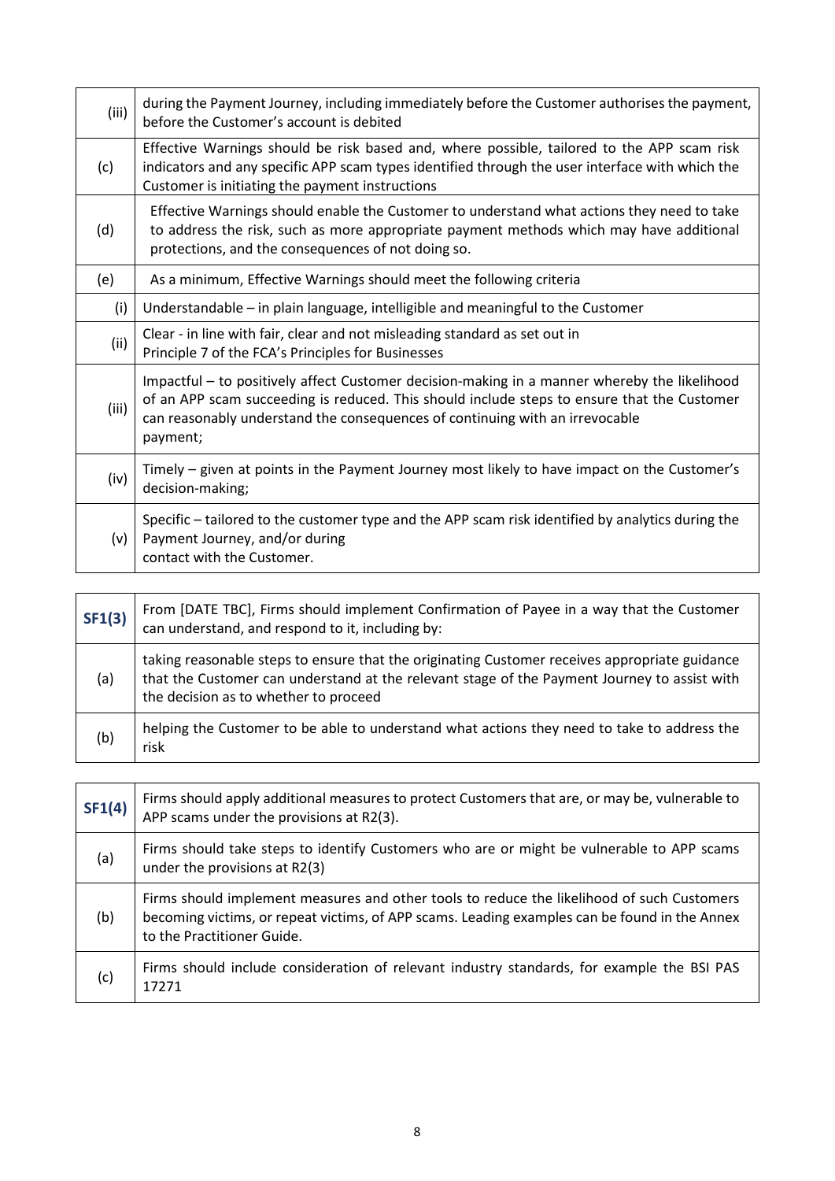| | |
|---|---|
| (iii) | during the Payment Journey, including immediately before the Customer authorises the payment, before the Customer's account is debited |
| (c) | Effective Warnings should be risk based and, where possible, tailored to the APP scam risk indicators and any specific APP scam types identified through the user interface with which the Customer is initiating the payment instructions |
| (d) | Effective Warnings should enable the Customer to understand what actions they need to take to address the risk, such as more appropriate payment methods which may have additional protections, and the consequences of not doing so. |
| (e) | As a minimum, Effective Warnings should meet the following criteria |
| (i) | Understandable – in plain language, intelligible and meaningful to the Customer |
| (ii) | Clear - in line with fair, clear and not misleading standard as set out in Principle 7 of the FCA's Principles for Businesses |
| (iii) | Impactful – to positively affect Customer decision-making in a manner whereby the likelihood of an APP scam succeeding is reduced. This should include steps to ensure that the Customer can reasonably understand the consequences of continuing with an irrevocable payment; |
| (iv) | Timely – given at points in the Payment Journey most likely to have impact on the Customer's decision-making; |
| (v) | Specific – tailored to the customer type and the APP scam risk identified by analytics during the Payment Journey, and/or during contact with the Customer. |

| **SF1(3)** | From [DATE TBC], Firms should implement Confirmation of Payee in a way that the Customer can understand, and respond to it, including by: |
|---|---|
| (a) | taking reasonable steps to ensure that the originating Customer receives appropriate guidance that the Customer can understand at the relevant stage of the Payment Journey to assist with the decision as to whether to proceed |
| (b) | helping the Customer to be able to understand what actions they need to take to address the risk |

| **SF1(4)** | Firms should apply additional measures to protect Customers that are, or may be, vulnerable to APP scams under the provisions at R2(3). |
|---|---|
| (a) | Firms should take steps to identify Customers who are or might be vulnerable to APP scams under the provisions at R2(3) |
| (b) | Firms should implement measures and other tools to reduce the likelihood of such Customers becoming victims, or repeat victims, of APP scams. Leading examples can be found in the Annex to the Practitioner Guide. |
| (c) | Firms should include consideration of relevant industry standards, for example the BSI PAS 17271 |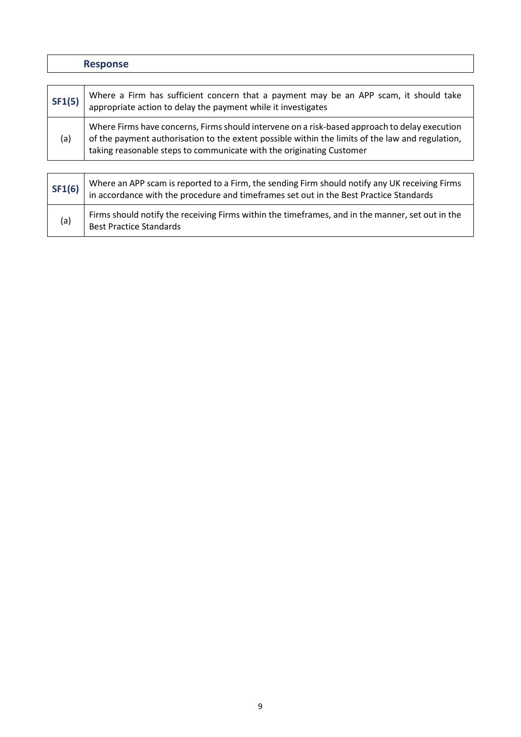## Response

| SF1(5) | Where a Firm has sufficient concern that a payment may be an APP scam, it should take appropriate action to delay the payment while it investigates |
| --- | --- |
| (a) | Where Firms have concerns, Firms should intervene on a risk-based approach to delay execution of the payment authorisation to the extent possible within the limits of the law and regulation, taking reasonable steps to communicate with the originating Customer |

| SF1(6) | Where an APP scam is reported to a Firm, the sending Firm should notify any UK receiving Firms in accordance with the procedure and timeframes set out in the Best Practice Standards |
| --- | --- |
| (a) | Firms should notify the receiving Firms within the timeframes, and in the manner, set out in the Best Practice Standards |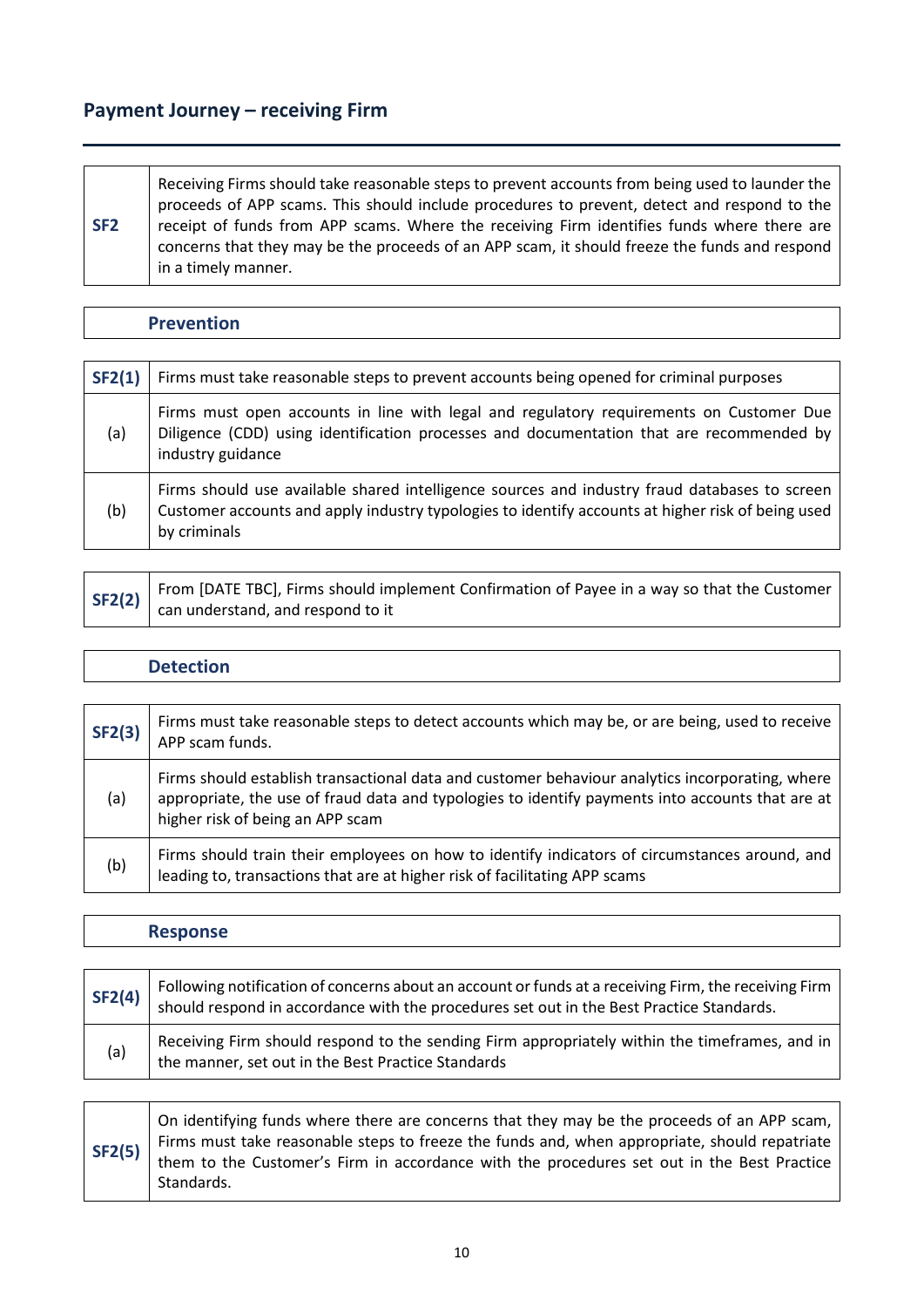## Payment Journey – receiving Firm

| | |
|---|---|
| **SF2** | Receiving Firms should take reasonable steps to prevent accounts from being used to launder the proceeds of APP scams. This should include procedures to prevent, detect and respond to the receipt of funds from APP scams. Where the receiving Firm identifies funds where there are concerns that they may be the proceeds of an APP scam, it should freeze the funds and respond in a timely manner. |

### Prevention

| | |
|---|---|
| **SF2(1)** | Firms must take reasonable steps to prevent accounts being opened for criminal purposes |
| (a) | Firms must open accounts in line with legal and regulatory requirements on Customer Due Diligence (CDD) using identification processes and documentation that are recommended by industry guidance |
| (b) | Firms should use available shared intelligence sources and industry fraud databases to screen Customer accounts and apply industry typologies to identify accounts at higher risk of being used by criminals |

| | |
|---|---|
| **SF2(2)** | From [DATE TBC], Firms should implement Confirmation of Payee in a way so that the Customer can understand, and respond to it |

### Detection

| | |
|---|---|
| **SF2(3)** | Firms must take reasonable steps to detect accounts which may be, or are being, used to receive APP scam funds. |
| (a) | Firms should establish transactional data and customer behaviour analytics incorporating, where appropriate, the use of fraud data and typologies to identify payments into accounts that are at higher risk of being an APP scam |
| (b) | Firms should train their employees on how to identify indicators of circumstances around, and leading to, transactions that are at higher risk of facilitating APP scams |

### Response

| | |
|---|---|
| **SF2(4)** | Following notification of concerns about an account or funds at a receiving Firm, the receiving Firm should respond in accordance with the procedures set out in the Best Practice Standards. |
| (a) | Receiving Firm should respond to the sending Firm appropriately within the timeframes, and in the manner, set out in the Best Practice Standards |

| | |
|---|---|
| **SF2(5)** | On identifying funds where there are concerns that they may be the proceeds of an APP scam, Firms must take reasonable steps to freeze the funds and, when appropriate, should repatriate them to the Customer's Firm in accordance with the procedures set out in the Best Practice Standards. |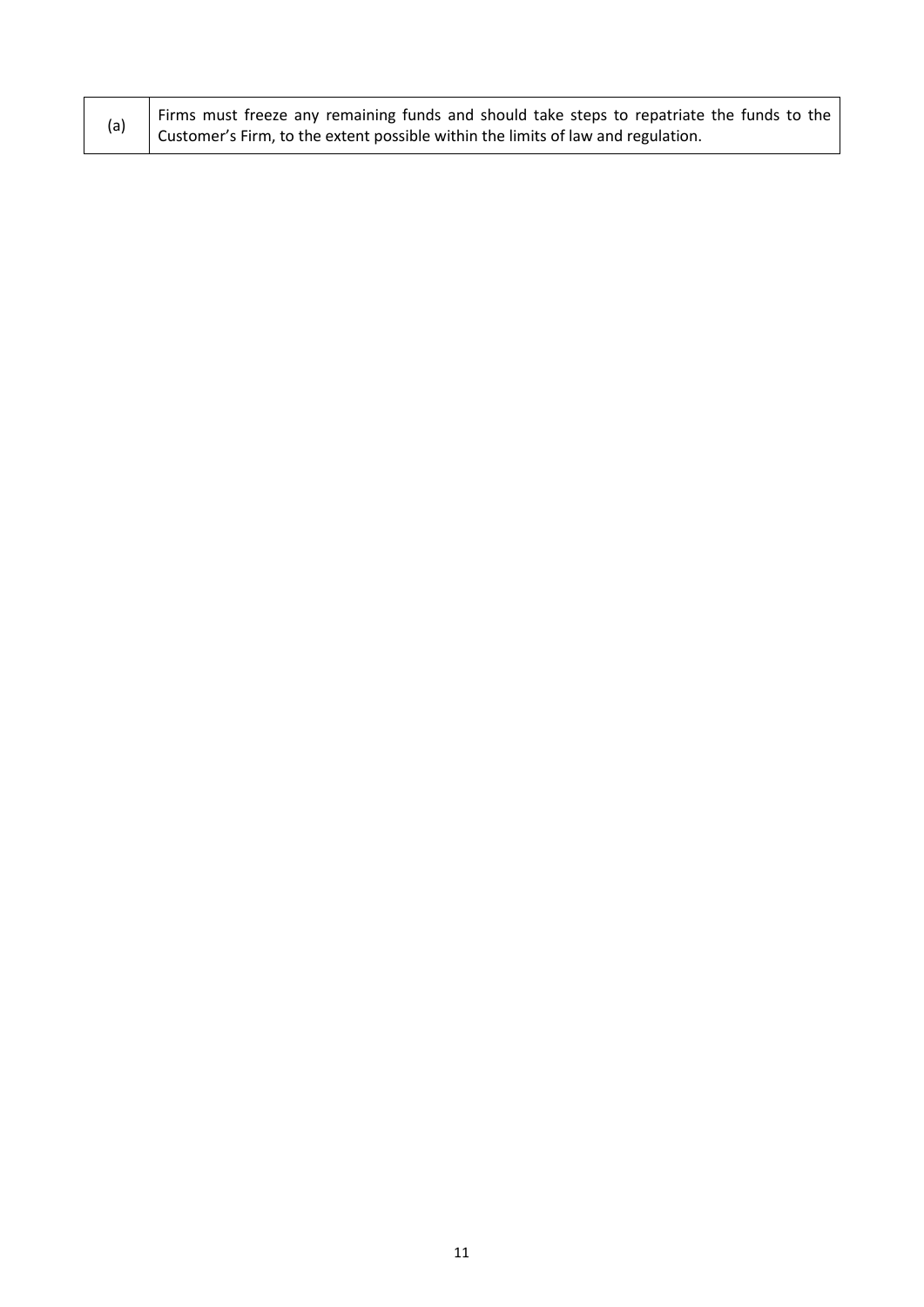| (a) | Firms must freeze any remaining funds and should take steps to repatriate the funds to the Customer's Firm, to the extent possible within the limits of law and regulation. |
|---|---|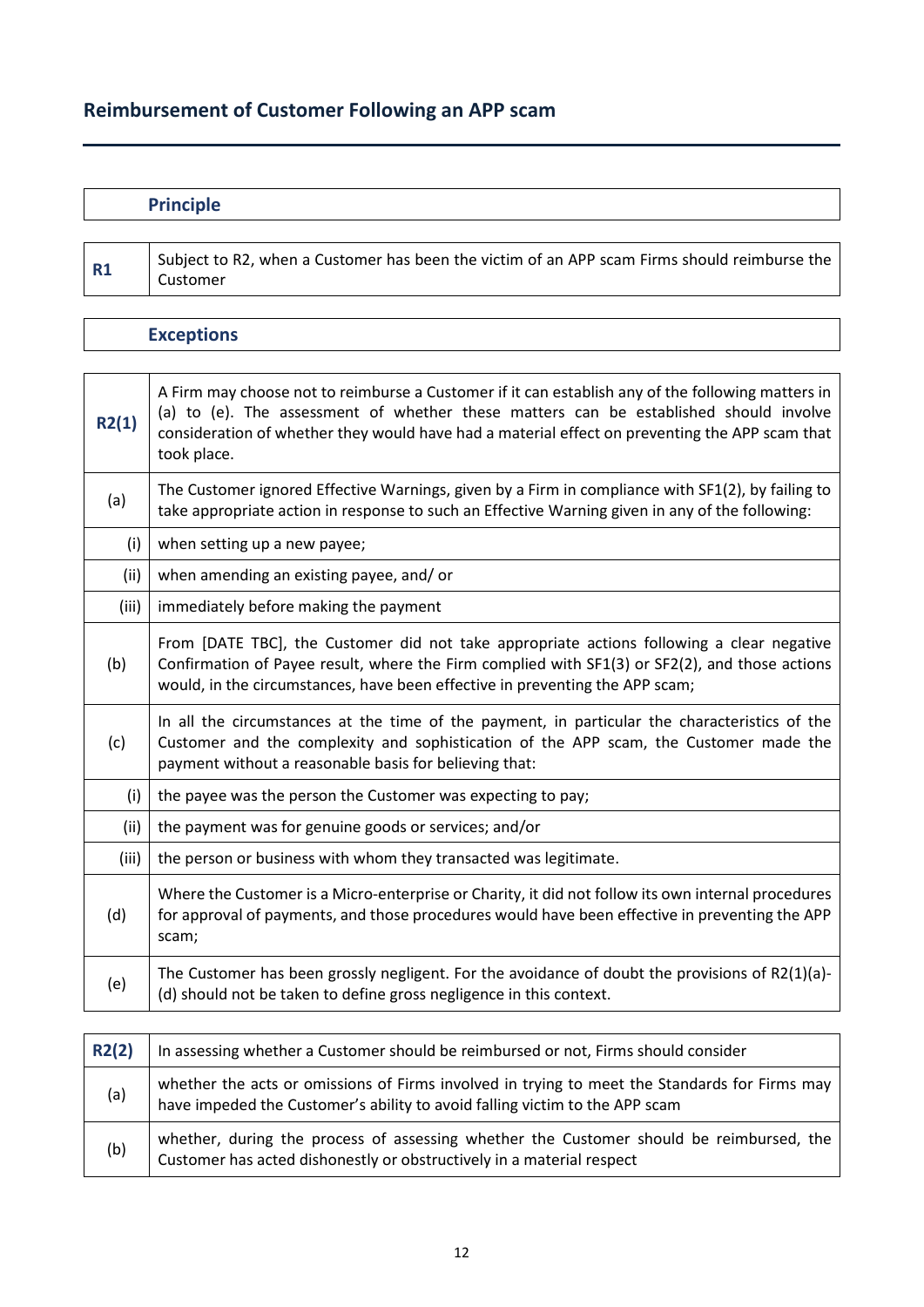## Reimbursement of Customer Following an APP scam

| | Principle |
|---|---|

| | |
|---|---|
| **R1** | Subject to R2, when a Customer has been the victim of an APP scam Firms should reimburse the Customer |

| | Exceptions |
|---|---|

| | |
|---|---|
| **R2(1)** | A Firm may choose not to reimburse a Customer if it can establish any of the following matters in (a) to (e). The assessment of whether these matters can be established should involve consideration of whether they would have had a material effect on preventing the APP scam that took place. |
| (a) | The Customer ignored Effective Warnings, given by a Firm in compliance with SF1(2), by failing to take appropriate action in response to such an Effective Warning given in any of the following: |
| (i) | when setting up a new payee; |
| (ii) | when amending an existing payee, and/ or |
| (iii) | immediately before making the payment |
| (b) | From [DATE TBC], the Customer did not take appropriate actions following a clear negative Confirmation of Payee result, where the Firm complied with SF1(3) or SF2(2), and those actions would, in the circumstances, have been effective in preventing the APP scam; |
| (c) | In all the circumstances at the time of the payment, in particular the characteristics of the Customer and the complexity and sophistication of the APP scam, the Customer made the payment without a reasonable basis for believing that: |
| (i) | the payee was the person the Customer was expecting to pay; |
| (ii) | the payment was for genuine goods or services; and/or |
| (iii) | the person or business with whom they transacted was legitimate. |
| (d) | Where the Customer is a Micro-enterprise or Charity, it did not follow its own internal procedures for approval of payments, and those procedures would have been effective in preventing the APP scam; |
| (e) | The Customer has been grossly negligent. For the avoidance of doubt the provisions of R2(1)(a)-(d) should not be taken to define gross negligence in this context. |

| | |
|---|---|
| **R2(2)** | In assessing whether a Customer should be reimbursed or not, Firms should consider |
| (a) | whether the acts or omissions of Firms involved in trying to meet the Standards for Firms may have impeded the Customer's ability to avoid falling victim to the APP scam |
| (b) | whether, during the process of assessing whether the Customer should be reimbursed, the Customer has acted dishonestly or obstructively in a material respect |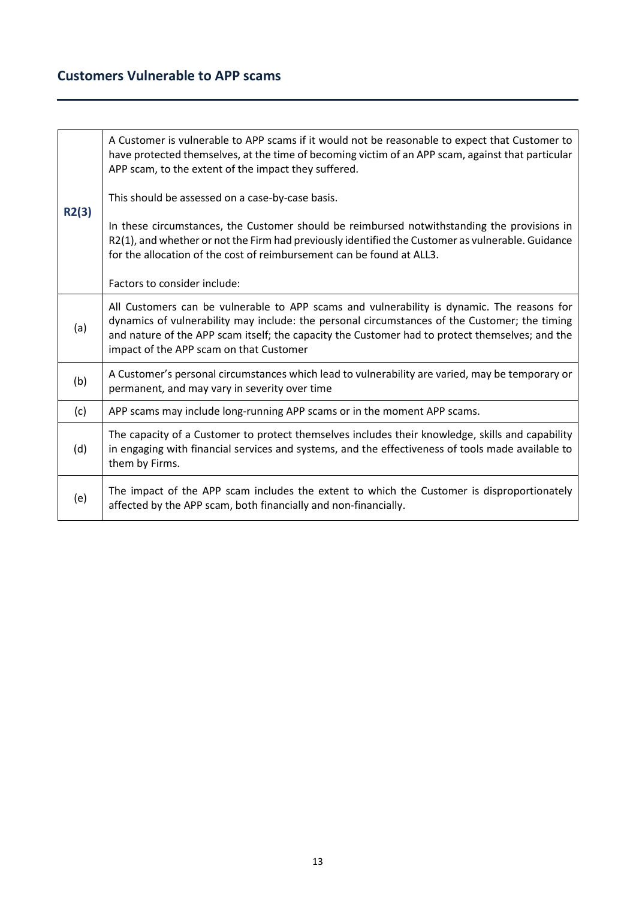## Customers Vulnerable to APP scams

| | |
|---|---|
| **R2(3)** | A Customer is vulnerable to APP scams if it would not be reasonable to expect that Customer to have protected themselves, at the time of becoming victim of an APP scam, against that particular APP scam, to the extent of the impact they suffered.<br><br>This should be assessed on a case-by-case basis.<br><br>In these circumstances, the Customer should be reimbursed notwithstanding the provisions in R2(1), and whether or not the Firm had previously identified the Customer as vulnerable. Guidance for the allocation of the cost of reimbursement can be found at ALL3.<br><br>Factors to consider include: |
| (a) | All Customers can be vulnerable to APP scams and vulnerability is dynamic. The reasons for dynamics of vulnerability may include: the personal circumstances of the Customer; the timing and nature of the APP scam itself; the capacity the Customer had to protect themselves; and the impact of the APP scam on that Customer |
| (b) | A Customer's personal circumstances which lead to vulnerability are varied, may be temporary or permanent, and may vary in severity over time |
| (c) | APP scams may include long-running APP scams or in the moment APP scams. |
| (d) | The capacity of a Customer to protect themselves includes their knowledge, skills and capability in engaging with financial services and systems, and the effectiveness of tools made available to them by Firms. |
| (e) | The impact of the APP scam includes the extent to which the Customer is disproportionately affected by the APP scam, both financially and non-financially. |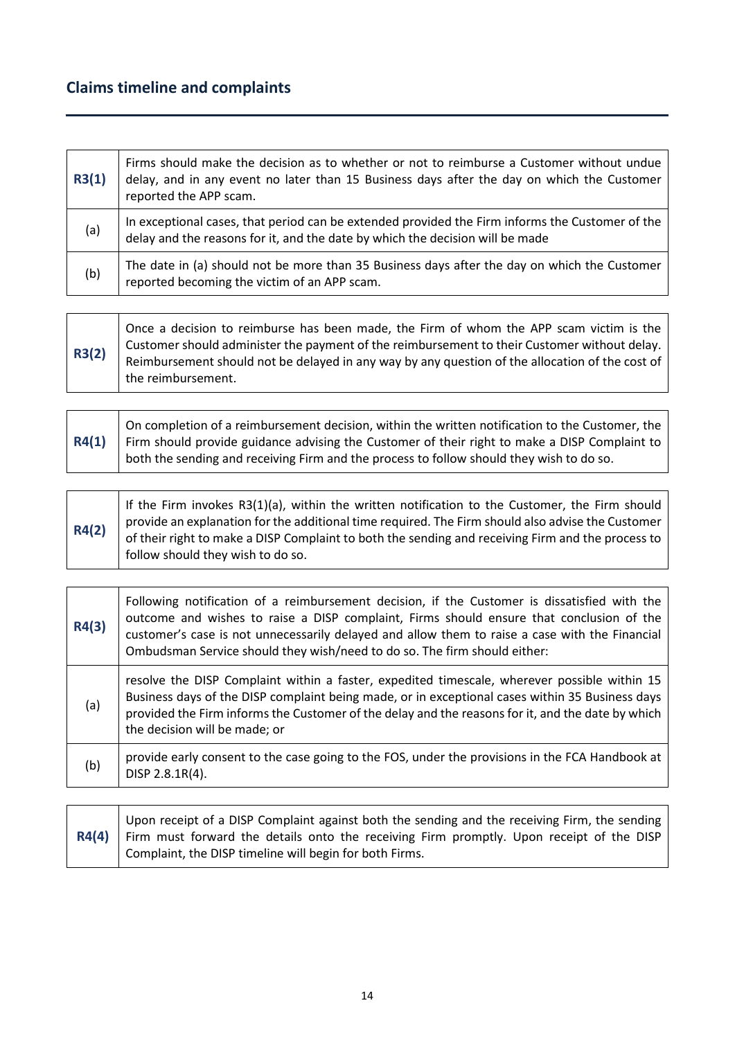## Claims timeline and complaints

| | |
|---|---|
| **R3(1)** | Firms should make the decision as to whether or not to reimburse a Customer without undue delay, and in any event no later than 15 Business days after the day on which the Customer reported the APP scam. |
| (a) | In exceptional cases, that period can be extended provided the Firm informs the Customer of the delay and the reasons for it, and the date by which the decision will be made |
| (b) | The date in (a) should not be more than 35 Business days after the day on which the Customer reported becoming the victim of an APP scam. |

| | |
|---|---|
| **R3(2)** | Once a decision to reimburse has been made, the Firm of whom the APP scam victim is the Customer should administer the payment of the reimbursement to their Customer without delay. Reimbursement should not be delayed in any way by any question of the allocation of the cost of the reimbursement. |

| | |
|---|---|
| **R4(1)** | On completion of a reimbursement decision, within the written notification to the Customer, the Firm should provide guidance advising the Customer of their right to make a DISP Complaint to both the sending and receiving Firm and the process to follow should they wish to do so. |

| | |
|---|---|
| **R4(2)** | If the Firm invokes R3(1)(a), within the written notification to the Customer, the Firm should provide an explanation for the additional time required. The Firm should also advise the Customer of their right to make a DISP Complaint to both the sending and receiving Firm and the process to follow should they wish to do so. |

| | |
|---|---|
| **R4(3)** | Following notification of a reimbursement decision, if the Customer is dissatisfied with the outcome and wishes to raise a DISP complaint, Firms should ensure that conclusion of the customer's case is not unnecessarily delayed and allow them to raise a case with the Financial Ombudsman Service should they wish/need to do so. The firm should either: |
| (a) | resolve the DISP Complaint within a faster, expedited timescale, wherever possible within 15 Business days of the DISP complaint being made, or in exceptional cases within 35 Business days provided the Firm informs the Customer of the delay and the reasons for it, and the date by which the decision will be made; or |
| (b) | provide early consent to the case going to the FOS, under the provisions in the FCA Handbook at DISP 2.8.1R(4). |

| | |
|---|---|
| **R4(4)** | Upon receipt of a DISP Complaint against both the sending and the receiving Firm, the sending Firm must forward the details onto the receiving Firm promptly. Upon receipt of the DISP Complaint, the DISP timeline will begin for both Firms. |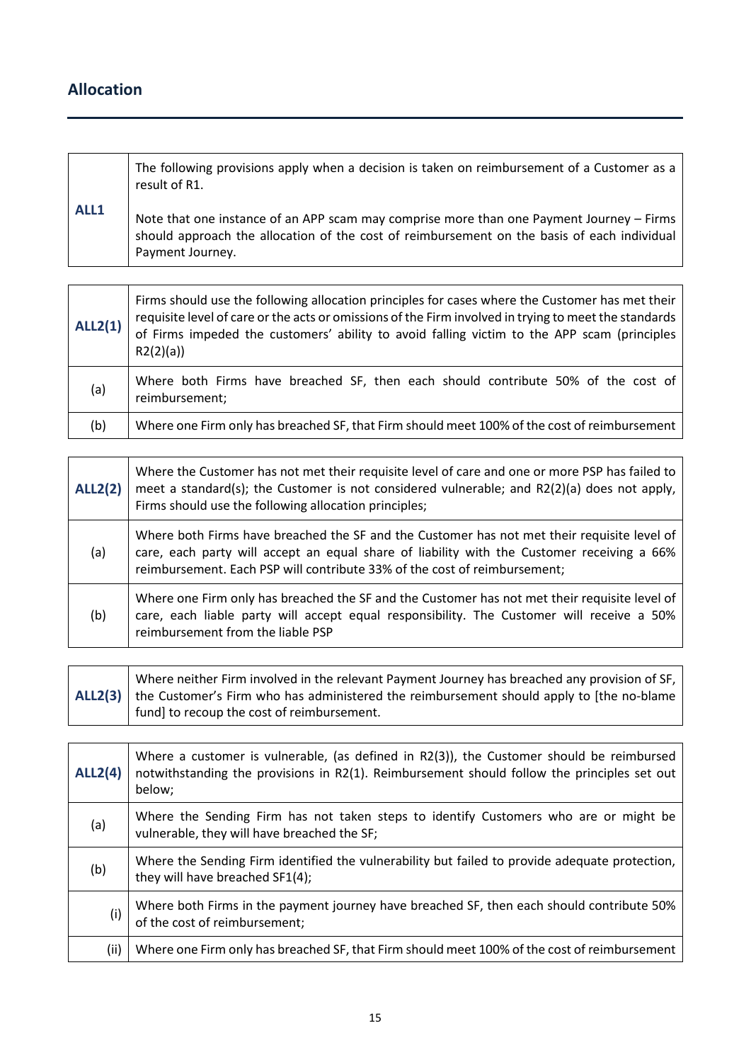## Allocation

| | |
|---|---|
| **ALL1** | The following provisions apply when a decision is taken on reimbursement of a Customer as a result of R1.<br><br>Note that one instance of an APP scam may comprise more than one Payment Journey – Firms should approach the allocation of the cost of reimbursement on the basis of each individual Payment Journey. |

| | |
|---|---|
| **ALL2(1)** | Firms should use the following allocation principles for cases where the Customer has met their requisite level of care or the acts or omissions of the Firm involved in trying to meet the standards of Firms impeded the customers' ability to avoid falling victim to the APP scam (principles R2(2)(a)) |
| (a) | Where both Firms have breached SF, then each should contribute 50% of the cost of reimbursement; |
| (b) | Where one Firm only has breached SF, that Firm should meet 100% of the cost of reimbursement |

| | |
|---|---|
| **ALL2(2)** | Where the Customer has not met their requisite level of care and one or more PSP has failed to meet a standard(s); the Customer is not considered vulnerable; and R2(2)(a) does not apply, Firms should use the following allocation principles; |
| (a) | Where both Firms have breached the SF and the Customer has not met their requisite level of care, each party will accept an equal share of liability with the Customer receiving a 66% reimbursement. Each PSP will contribute 33% of the cost of reimbursement; |
| (b) | Where one Firm only has breached the SF and the Customer has not met their requisite level of care, each liable party will accept equal responsibility. The Customer will receive a 50% reimbursement from the liable PSP |

| | |
|---|---|
| **ALL2(3)** | Where neither Firm involved in the relevant Payment Journey has breached any provision of SF, the Customer's Firm who has administered the reimbursement should apply to [the no-blame fund] to recoup the cost of reimbursement. |

| | |
|---|---|
| **ALL2(4)** | Where a customer is vulnerable, (as defined in R2(3)), the Customer should be reimbursed notwithstanding the provisions in R2(1). Reimbursement should follow the principles set out below; |
| (a) | Where the Sending Firm has not taken steps to identify Customers who are or might be vulnerable, they will have breached the SF; |
| (b) | Where the Sending Firm identified the vulnerability but failed to provide adequate protection, they will have breached SF1(4); |
| (i) | Where both Firms in the payment journey have breached SF, then each should contribute 50% of the cost of reimbursement; |
| (ii) | Where one Firm only has breached SF, that Firm should meet 100% of the cost of reimbursement |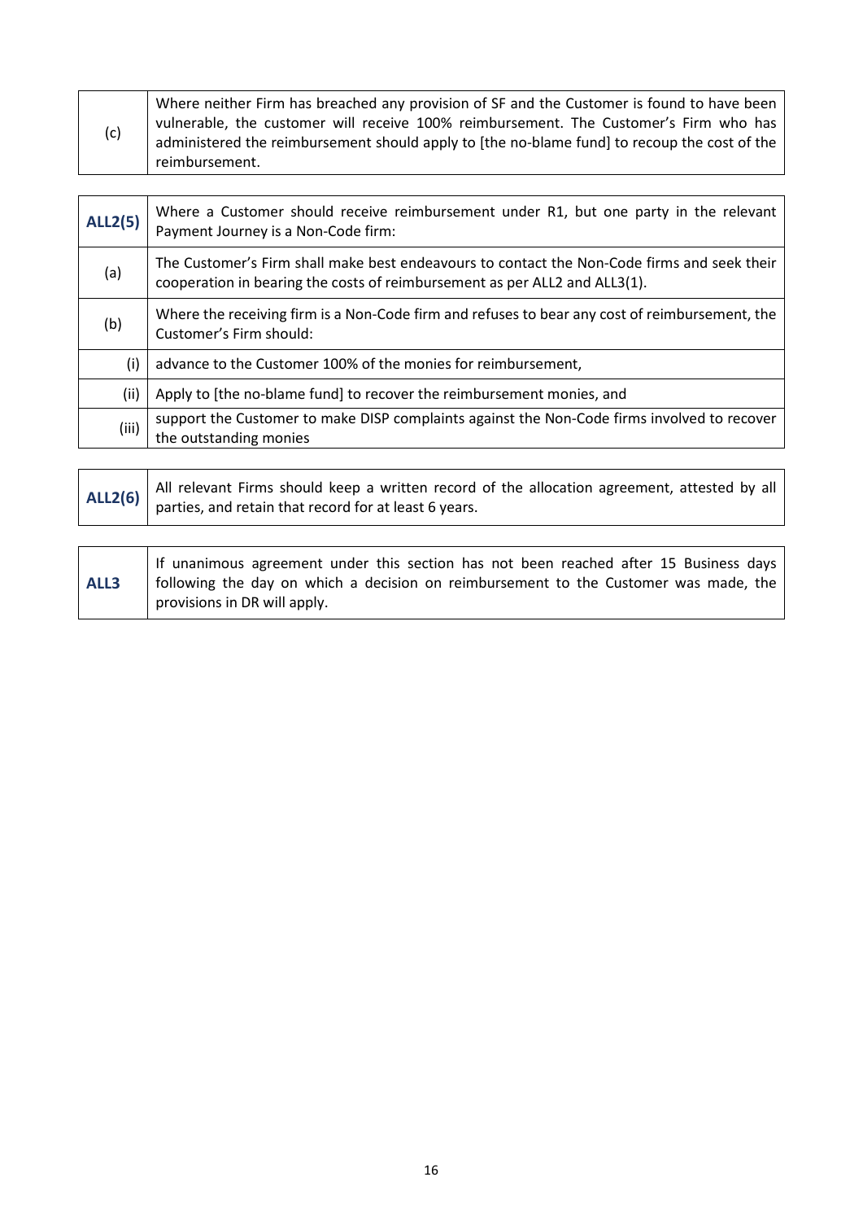| (c) | Where neither Firm has breached any provision of SF and the Customer is found to have been vulnerable, the customer will receive 100% reimbursement. The Customer's Firm who has administered the reimbursement should apply to [the no-blame fund] to recoup the cost of the reimbursement. |
|---|---|

| **ALL2(5)** | Where a Customer should receive reimbursement under R1, but one party in the relevant Payment Journey is a Non-Code firm: |
|---|---|
| (a) | The Customer's Firm shall make best endeavours to contact the Non-Code firms and seek their cooperation in bearing the costs of reimbursement as per ALL2 and ALL3(1). |
| (b) | Where the receiving firm is a Non-Code firm and refuses to bear any cost of reimbursement, the Customer's Firm should: |
| (i) | advance to the Customer 100% of the monies for reimbursement, |
| (ii) | Apply to [the no-blame fund] to recover the reimbursement monies, and |
| (iii) | support the Customer to make DISP complaints against the Non-Code firms involved to recover the outstanding monies |

| **ALL2(6)** | All relevant Firms should keep a written record of the allocation agreement, attested by all parties, and retain that record for at least 6 years. |
|---|---|

| **ALL3** | If unanimous agreement under this section has not been reached after 15 Business days following the day on which a decision on reimbursement to the Customer was made, the provisions in DR will apply. |
|---|---|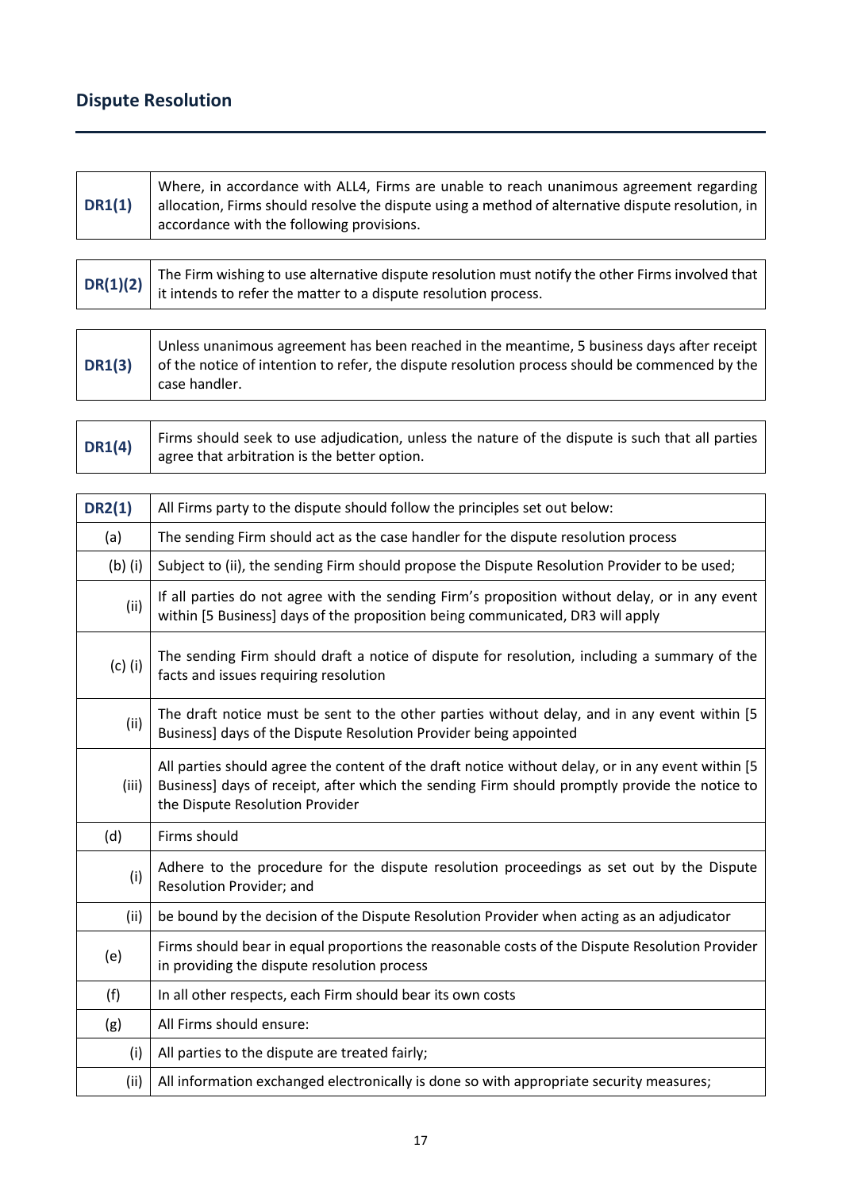## Dispute Resolution

| | |
|---|---|
| **DR1(1)** | Where, in accordance with ALL4, Firms are unable to reach unanimous agreement regarding allocation, Firms should resolve the dispute using a method of alternative dispute resolution, in accordance with the following provisions. |

| | |
|---|---|
| **DR(1)(2)** | The Firm wishing to use alternative dispute resolution must notify the other Firms involved that it intends to refer the matter to a dispute resolution process. |

| | |
|---|---|
| **DR1(3)** | Unless unanimous agreement has been reached in the meantime, 5 business days after receipt of the notice of intention to refer, the dispute resolution process should be commenced by the case handler. |

| | |
|---|---|
| **DR1(4)** | Firms should seek to use adjudication, unless the nature of the dispute is such that all parties agree that arbitration is the better option. |

| **DR2(1)** | All Firms party to the dispute should follow the principles set out below: |
|---|---|
| (a) | The sending Firm should act as the case handler for the dispute resolution process |
| (b) (i) | Subject to (ii), the sending Firm should propose the Dispute Resolution Provider to be used; |
| (ii) | If all parties do not agree with the sending Firm's proposition without delay, or in any event within [5 Business] days of the proposition being communicated, DR3 will apply |
| (c) (i) | The sending Firm should draft a notice of dispute for resolution, including a summary of the facts and issues requiring resolution |
| (ii) | The draft notice must be sent to the other parties without delay, and in any event within [5 Business] days of the Dispute Resolution Provider being appointed |
| (iii) | All parties should agree the content of the draft notice without delay, or in any event within [5 Business] days of receipt, after which the sending Firm should promptly provide the notice to the Dispute Resolution Provider |
| (d) | Firms should |
| (i) | Adhere to the procedure for the dispute resolution proceedings as set out by the Dispute Resolution Provider; and |
| (ii) | be bound by the decision of the Dispute Resolution Provider when acting as an adjudicator |
| (e) | Firms should bear in equal proportions the reasonable costs of the Dispute Resolution Provider in providing the dispute resolution process |
| (f) | In all other respects, each Firm should bear its own costs |
| (g) | All Firms should ensure: |
| (i) | All parties to the dispute are treated fairly; |
| (ii) | All information exchanged electronically is done so with appropriate security measures; |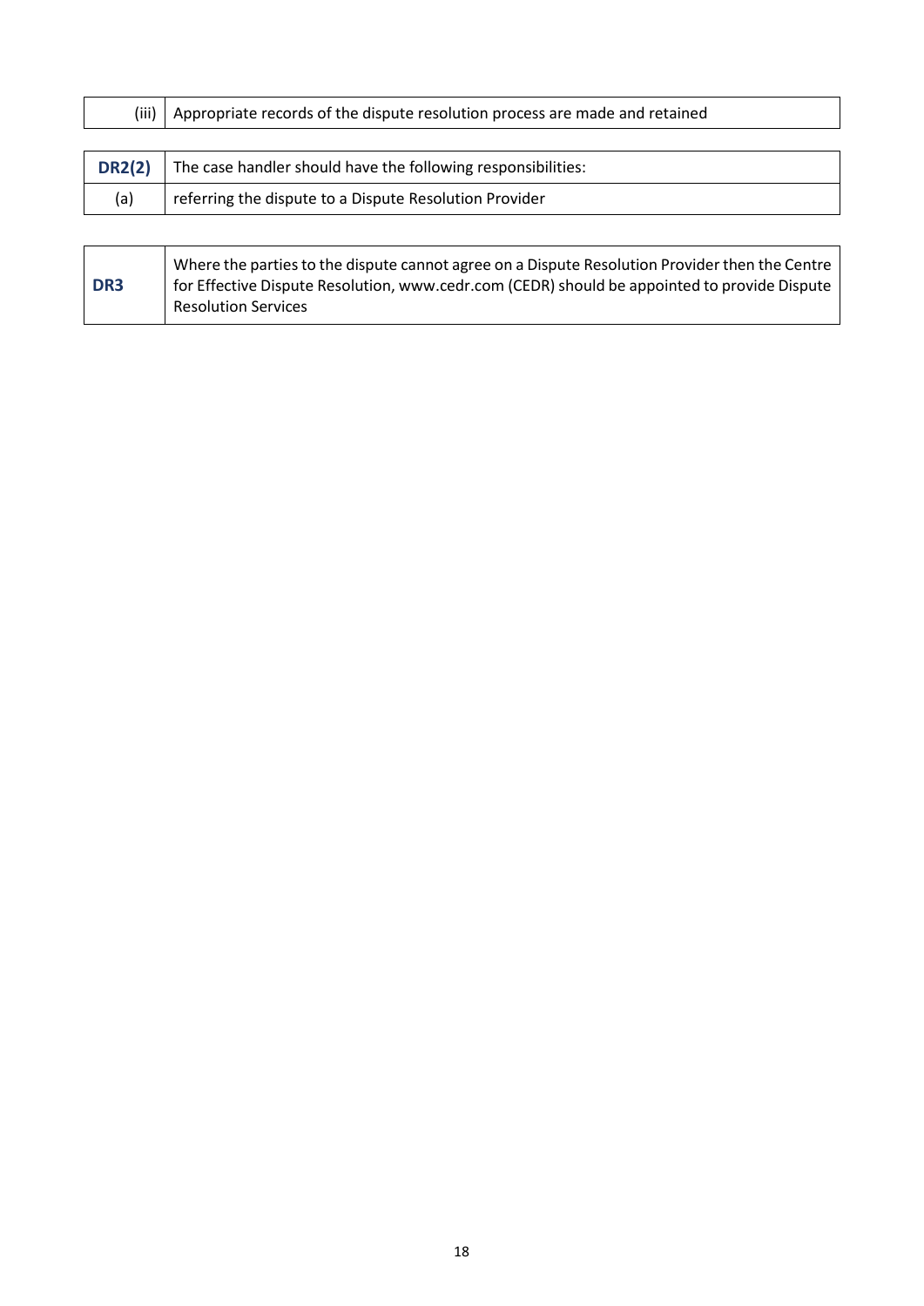| | |
|---|---|
| (iii) | Appropriate records of the dispute resolution process are made and retained |

| | |
|---|---|
| **DR2(2)** | The case handler should have the following responsibilities: |
| (a) | referring the dispute to a Dispute Resolution Provider |

| | |
|---|---|
| **DR3** | Where the parties to the dispute cannot agree on a Dispute Resolution Provider then the Centre for Effective Dispute Resolution, www.cedr.com (CEDR) should be appointed to provide Dispute Resolution Services |